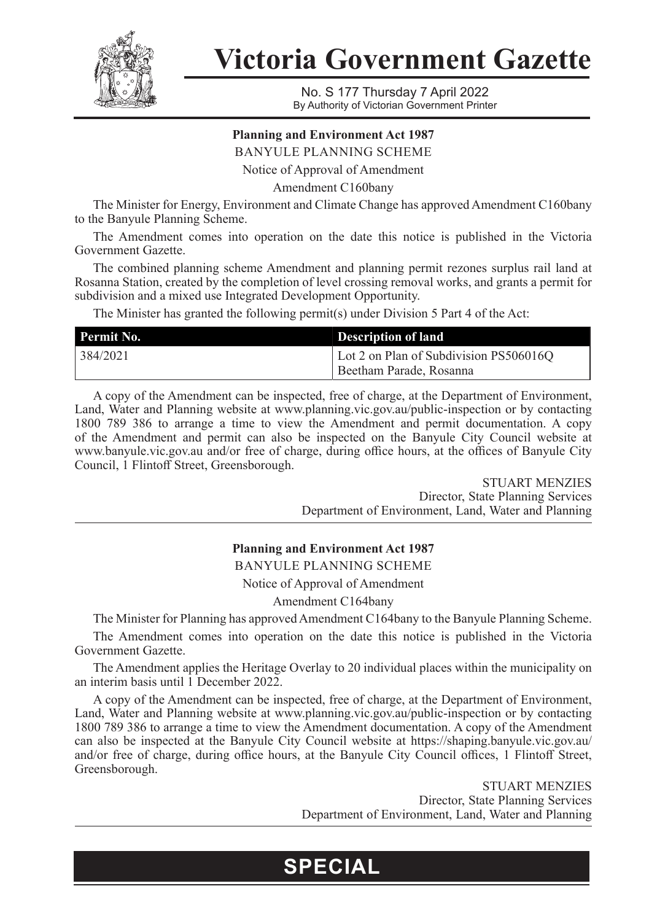# Victoria Government Gazette

No. S 177 Thursday 7 April 2022
By Authority of Victorian Government Printer

**Planning and Environment Act 1987**

BANYULE PLANNING SCHEME

Notice of Approval of Amendment

Amendment C160bany

The Minister for Energy, Environment and Climate Change has approved Amendment C160bany to the Banyule Planning Scheme.

The Amendment comes into operation on the date this notice is published in the Victoria Government Gazette.

The combined planning scheme Amendment and planning permit rezones surplus rail land at Rosanna Station, created by the completion of level crossing removal works, and grants a permit for subdivision and a mixed use Integrated Development Opportunity.

The Minister has granted the following permit(s) under Division 5 Part 4 of the Act:

| Permit No. | Description of land |
|---|---|
| 384/2021 | Lot 2 on Plan of Subdivision PS506016Q Beetham Parade, Rosanna |

A copy of the Amendment can be inspected, free of charge, at the Department of Environment, Land, Water and Planning website at www.planning.vic.gov.au/public-inspection or by contacting 1800 789 386 to arrange a time to view the Amendment and permit documentation. A copy of the Amendment and permit can also be inspected on the Banyule City Council website at www.banyule.vic.gov.au and/or free of charge, during office hours, at the offices of Banyule City Council, 1 Flintoff Street, Greensborough.

STUART MENZIES
Director, State Planning Services
Department of Environment, Land, Water and Planning

---

**Planning and Environment Act 1987**

BANYULE PLANNING SCHEME

Notice of Approval of Amendment

Amendment C164bany

The Minister for Planning has approved Amendment C164bany to the Banyule Planning Scheme.

The Amendment comes into operation on the date this notice is published in the Victoria Government Gazette.

The Amendment applies the Heritage Overlay to 20 individual places within the municipality on an interim basis until 1 December 2022.

A copy of the Amendment can be inspected, free of charge, at the Department of Environment, Land, Water and Planning website at www.planning.vic.gov.au/public-inspection or by contacting 1800 789 386 to arrange a time to view the Amendment documentation. A copy of the Amendment can also be inspected at the Banyule City Council website at https://shaping.banyule.vic.gov.au/ and/or free of charge, during office hours, at the Banyule City Council offices, 1 Flintoff Street, Greensborough.

STUART MENZIES
Director, State Planning Services
Department of Environment, Land, Water and Planning

**SPECIAL**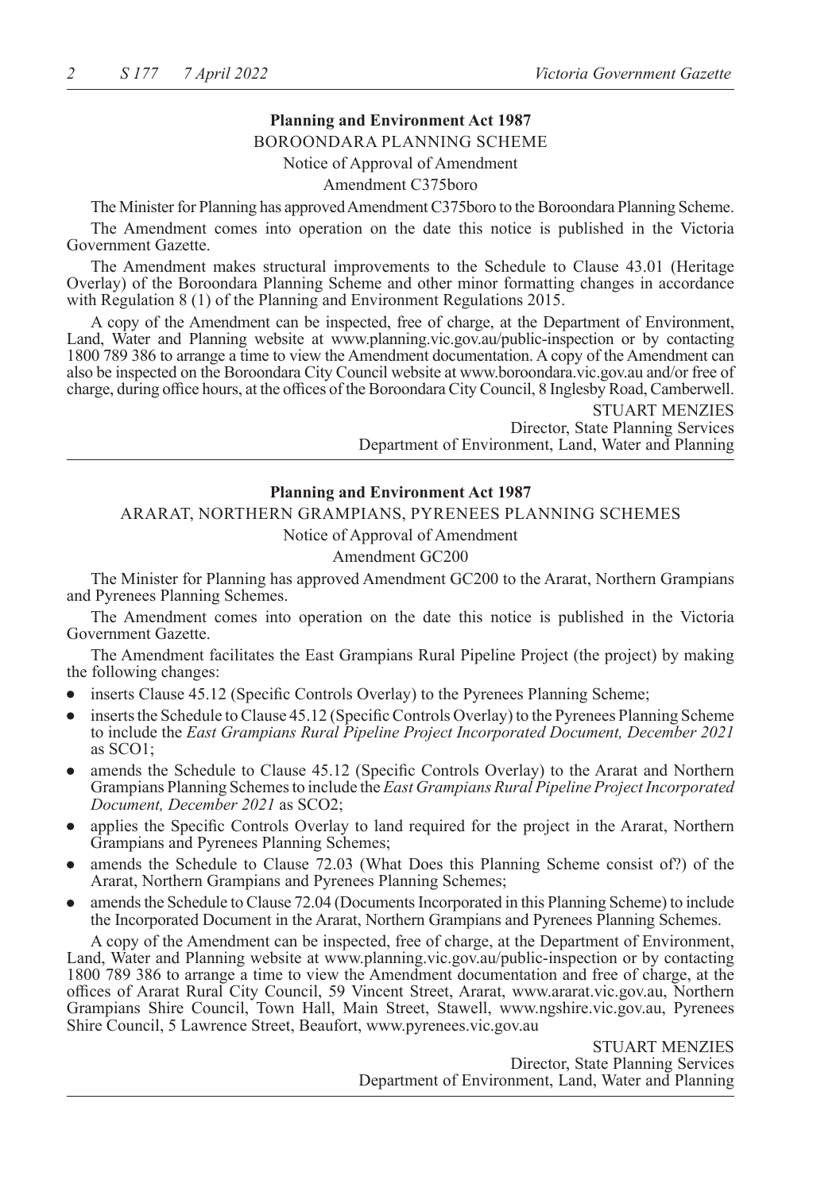**Planning and Environment Act 1987**

BOROONDARA PLANNING SCHEME

Notice of Approval of Amendment

Amendment C375boro

The Minister for Planning has approved Amendment C375boro to the Boroondara Planning Scheme.

The Amendment comes into operation on the date this notice is published in the Victoria Government Gazette.

The Amendment makes structural improvements to the Schedule to Clause 43.01 (Heritage Overlay) of the Boroondara Planning Scheme and other minor formatting changes in accordance with Regulation 8 (1) of the Planning and Environment Regulations 2015.

A copy of the Amendment can be inspected, free of charge, at the Department of Environment, Land, Water and Planning website at www.planning.vic.gov.au/public-inspection or by contacting 1800 789 386 to arrange a time to view the Amendment documentation. A copy of the Amendment can also be inspected on the Boroondara City Council website at www.boroondara.vic.gov.au and/or free of charge, during office hours, at the offices of the Boroondara City Council, 8 Inglesby Road, Camberwell.

STUART MENZIES
Director, State Planning Services
Department of Environment, Land, Water and Planning

---

**Planning and Environment Act 1987**

ARARAT, NORTHERN GRAMPIANS, PYRENEES PLANNING SCHEMES

Notice of Approval of Amendment

Amendment GC200

The Minister for Planning has approved Amendment GC200 to the Ararat, Northern Grampians and Pyrenees Planning Schemes.

The Amendment comes into operation on the date this notice is published in the Victoria Government Gazette.

The Amendment facilitates the East Grampians Rural Pipeline Project (the project) by making the following changes:

- inserts Clause 45.12 (Specific Controls Overlay) to the Pyrenees Planning Scheme;
- inserts the Schedule to Clause 45.12 (Specific Controls Overlay) to the Pyrenees Planning Scheme to include the *East Grampians Rural Pipeline Project Incorporated Document, December 2021* as SCO1;
- amends the Schedule to Clause 45.12 (Specific Controls Overlay) to the Ararat and Northern Grampians Planning Schemes to include the *East Grampians Rural Pipeline Project Incorporated Document, December 2021* as SCO2;
- applies the Specific Controls Overlay to land required for the project in the Ararat, Northern Grampians and Pyrenees Planning Schemes;
- amends the Schedule to Clause 72.03 (What Does this Planning Scheme consist of?) of the Ararat, Northern Grampians and Pyrenees Planning Schemes;
- amends the Schedule to Clause 72.04 (Documents Incorporated in this Planning Scheme) to include the Incorporated Document in the Ararat, Northern Grampians and Pyrenees Planning Schemes.

A copy of the Amendment can be inspected, free of charge, at the Department of Environment, Land, Water and Planning website at www.planning.vic.gov.au/public-inspection or by contacting 1800 789 386 to arrange a time to view the Amendment documentation and free of charge, at the offices of Ararat Rural City Council, 59 Vincent Street, Ararat, www.ararat.vic.gov.au, Northern Grampians Shire Council, Town Hall, Main Street, Stawell, www.ngshire.vic.gov.au, Pyrenees Shire Council, 5 Lawrence Street, Beaufort, www.pyrenees.vic.gov.au

STUART MENZIES
Director, State Planning Services
Department of Environment, Land, Water and Planning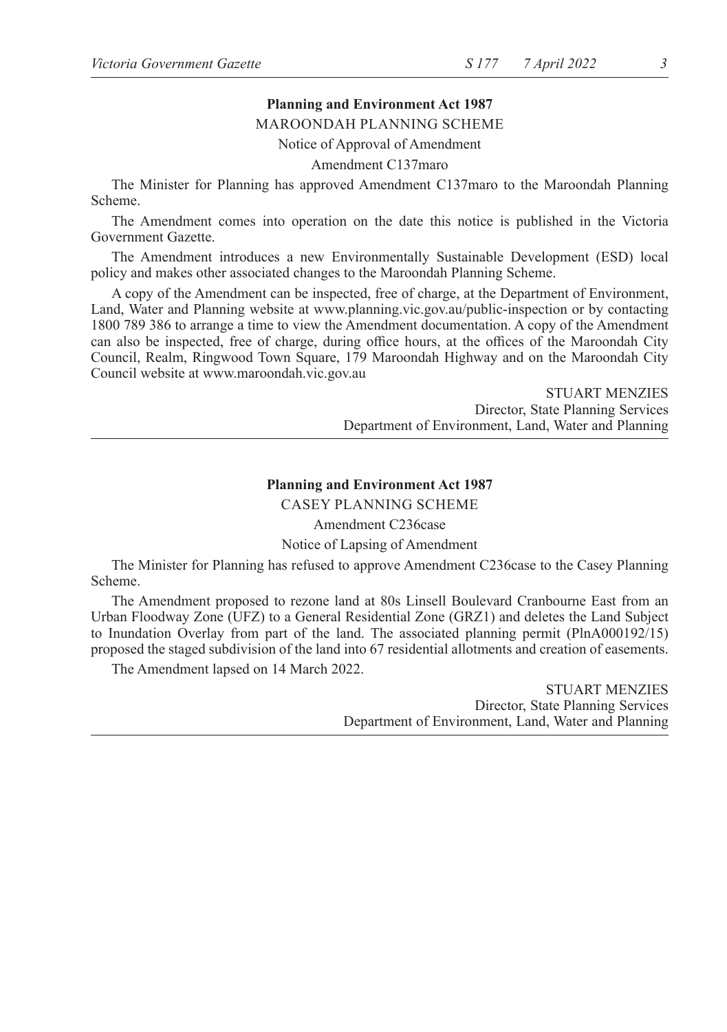**Planning and Environment Act 1987**

MAROONDAH PLANNING SCHEME

Notice of Approval of Amendment

Amendment C137maro

The Minister for Planning has approved Amendment C137maro to the Maroondah Planning Scheme.

The Amendment comes into operation on the date this notice is published in the Victoria Government Gazette.

The Amendment introduces a new Environmentally Sustainable Development (ESD) local policy and makes other associated changes to the Maroondah Planning Scheme.

A copy of the Amendment can be inspected, free of charge, at the Department of Environment, Land, Water and Planning website at www.planning.vic.gov.au/public-inspection or by contacting 1800 789 386 to arrange a time to view the Amendment documentation. A copy of the Amendment can also be inspected, free of charge, during office hours, at the offices of the Maroondah City Council, Realm, Ringwood Town Square, 179 Maroondah Highway and on the Maroondah City Council website at www.maroondah.vic.gov.au

STUART MENZIES
Director, State Planning Services
Department of Environment, Land, Water and Planning

---

**Planning and Environment Act 1987**

CASEY PLANNING SCHEME

Amendment C236case

Notice of Lapsing of Amendment

The Minister for Planning has refused to approve Amendment C236case to the Casey Planning Scheme.

The Amendment proposed to rezone land at 80s Linsell Boulevard Cranbourne East from an Urban Floodway Zone (UFZ) to a General Residential Zone (GRZ1) and deletes the Land Subject to Inundation Overlay from part of the land. The associated planning permit (PlnA000192/15) proposed the staged subdivision of the land into 67 residential allotments and creation of easements.

The Amendment lapsed on 14 March 2022.

STUART MENZIES
Director, State Planning Services
Department of Environment, Land, Water and Planning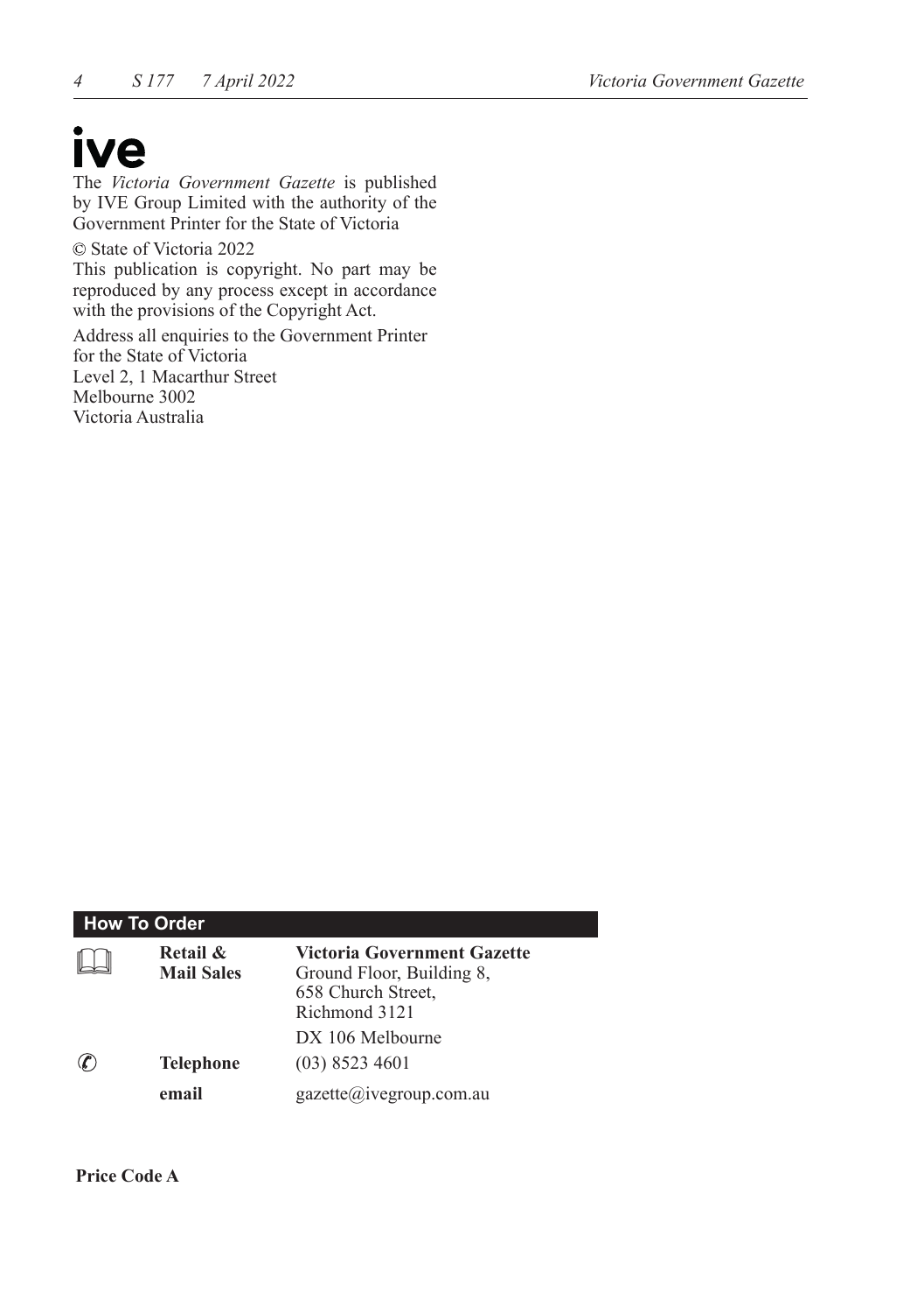ive

The *Victoria Government Gazette* is published by IVE Group Limited with the authority of the Government Printer for the State of Victoria

© State of Victoria 2022

This publication is copyright. No part may be reproduced by any process except in accordance with the provisions of the Copyright Act.

Address all enquiries to the Government Printer for the State of Victoria
Level 2, 1 Macarthur Street
Melbourne 3002
Victoria Australia

## How To Order

| | | |
|---|---|---|
| | **Retail & Mail Sales** | **Victoria Government Gazette**<br>Ground Floor, Building 8,<br>658 Church Street,<br>Richmond 3121<br>DX 106 Melbourne |
| | **Telephone** | (03) 8523 4601 |
| | **email** | gazette@ivegroup.com.au |

**Price Code A**